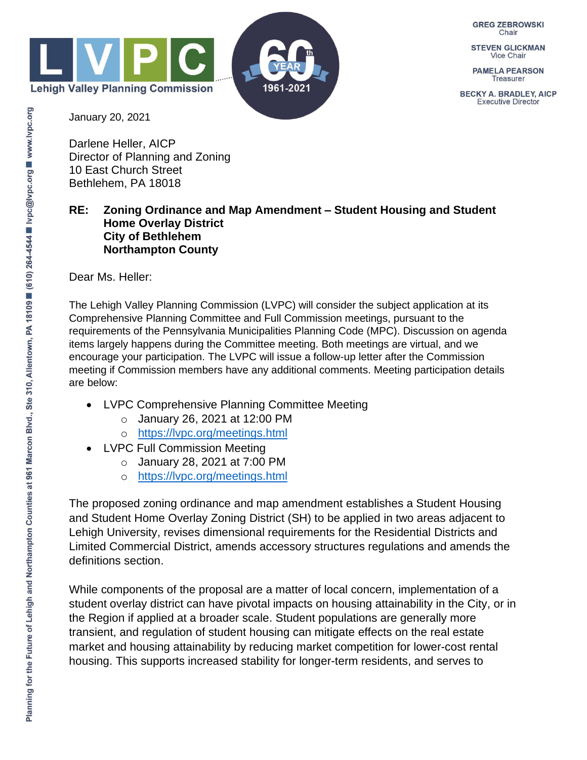Lehigh Valley Planning Commission

GREG ZEBROWSKI
Chair

STEVEN GLICKMAN
Vice Chair

PAMELA PEARSON
Treasurer

BECKY A. BRADLEY, AICP
Executive Director

January 20, 2021

Darlene Heller, AICP
Director of Planning and Zoning
10 East Church Street
Bethlehem, PA 18018

**RE: Zoning Ordinance and Map Amendment – Student Housing and Student Home Overlay District**
**City of Bethlehem**
**Northampton County**

Dear Ms. Heller:

The Lehigh Valley Planning Commission (LVPC) will consider the subject application at its Comprehensive Planning Committee and Full Commission meetings, pursuant to the requirements of the Pennsylvania Municipalities Planning Code (MPC). Discussion on agenda items largely happens during the Committee meeting. Both meetings are virtual, and we encourage your participation. The LVPC will issue a follow-up letter after the Commission meeting if Commission members have any additional comments. Meeting participation details are below:

- LVPC Comprehensive Planning Committee Meeting
  - January 26, 2021 at 12:00 PM
  - https://lvpc.org/meetings.html
- LVPC Full Commission Meeting
  - January 28, 2021 at 7:00 PM
  - https://lvpc.org/meetings.html

The proposed zoning ordinance and map amendment establishes a Student Housing and Student Home Overlay Zoning District (SH) to be applied in two areas adjacent to Lehigh University, revises dimensional requirements for the Residential Districts and Limited Commercial District, amends accessory structures regulations and amends the definitions section.

While components of the proposal are a matter of local concern, implementation of a student overlay district can have pivotal impacts on housing attainability in the City, or in the Region if applied at a broader scale. Student populations are generally more transient, and regulation of student housing can mitigate effects on the real estate market and housing attainability by reducing market competition for lower-cost rental housing. This supports increased stability for longer-term residents, and serves to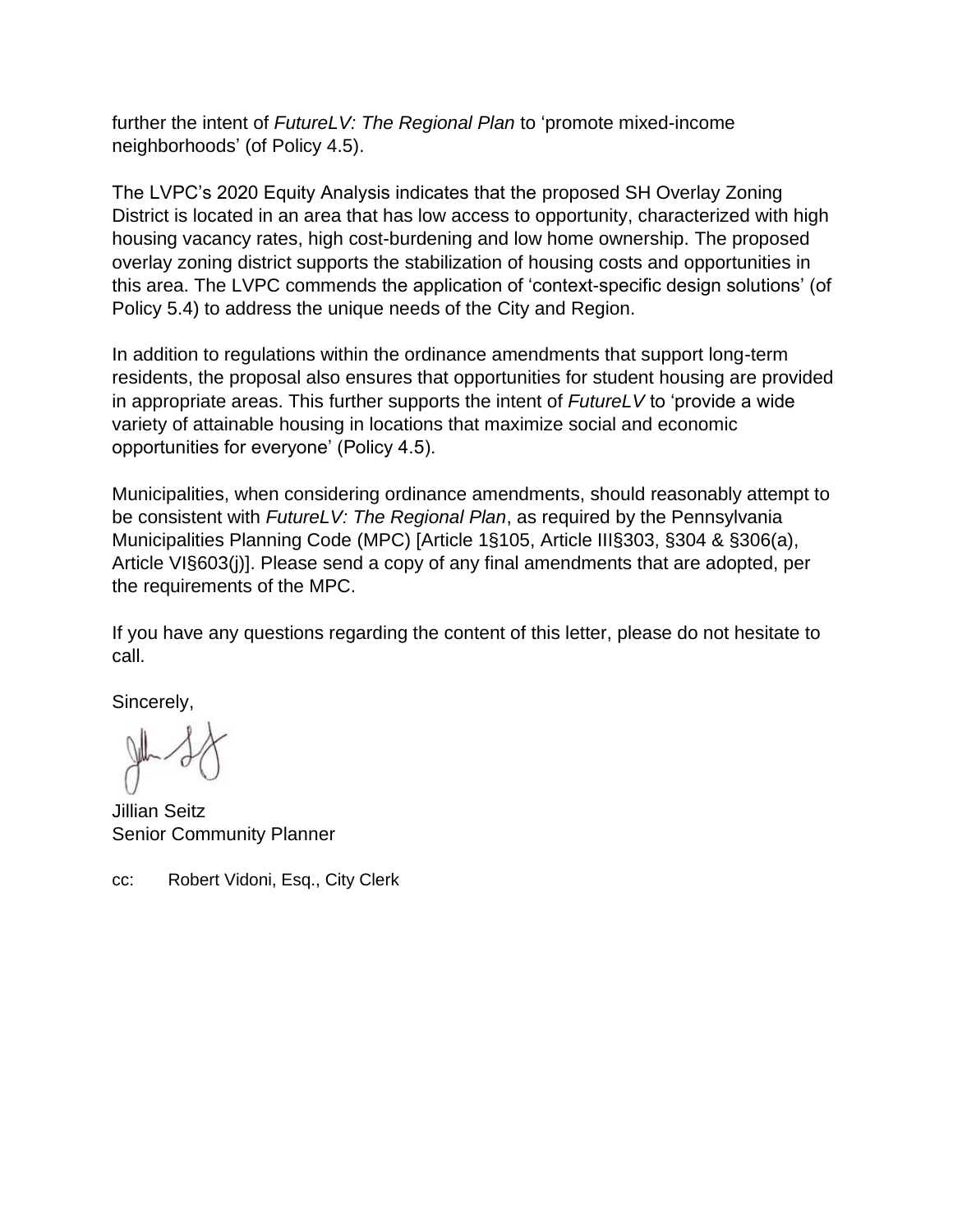further the intent of *FutureLV: The Regional Plan* to 'promote mixed-income neighborhoods' (of Policy 4.5).

The LVPC's 2020 Equity Analysis indicates that the proposed SH Overlay Zoning District is located in an area that has low access to opportunity, characterized with high housing vacancy rates, high cost-burdening and low home ownership. The proposed overlay zoning district supports the stabilization of housing costs and opportunities in this area. The LVPC commends the application of 'context-specific design solutions' (of Policy 5.4) to address the unique needs of the City and Region.

In addition to regulations within the ordinance amendments that support long-term residents, the proposal also ensures that opportunities for student housing are provided in appropriate areas. This further supports the intent of *FutureLV* to 'provide a wide variety of attainable housing in locations that maximize social and economic opportunities for everyone' (Policy 4.5).

Municipalities, when considering ordinance amendments, should reasonably attempt to be consistent with *FutureLV: The Regional Plan*, as required by the Pennsylvania Municipalities Planning Code (MPC) [Article 1§105, Article III§303, §304 & §306(a), Article VI§603(j)]. Please send a copy of any final amendments that are adopted, per the requirements of the MPC.

If you have any questions regarding the content of this letter, please do not hesitate to call.

Sincerely,

Jillian Seitz
Senior Community Planner

cc: Robert Vidoni, Esq., City Clerk